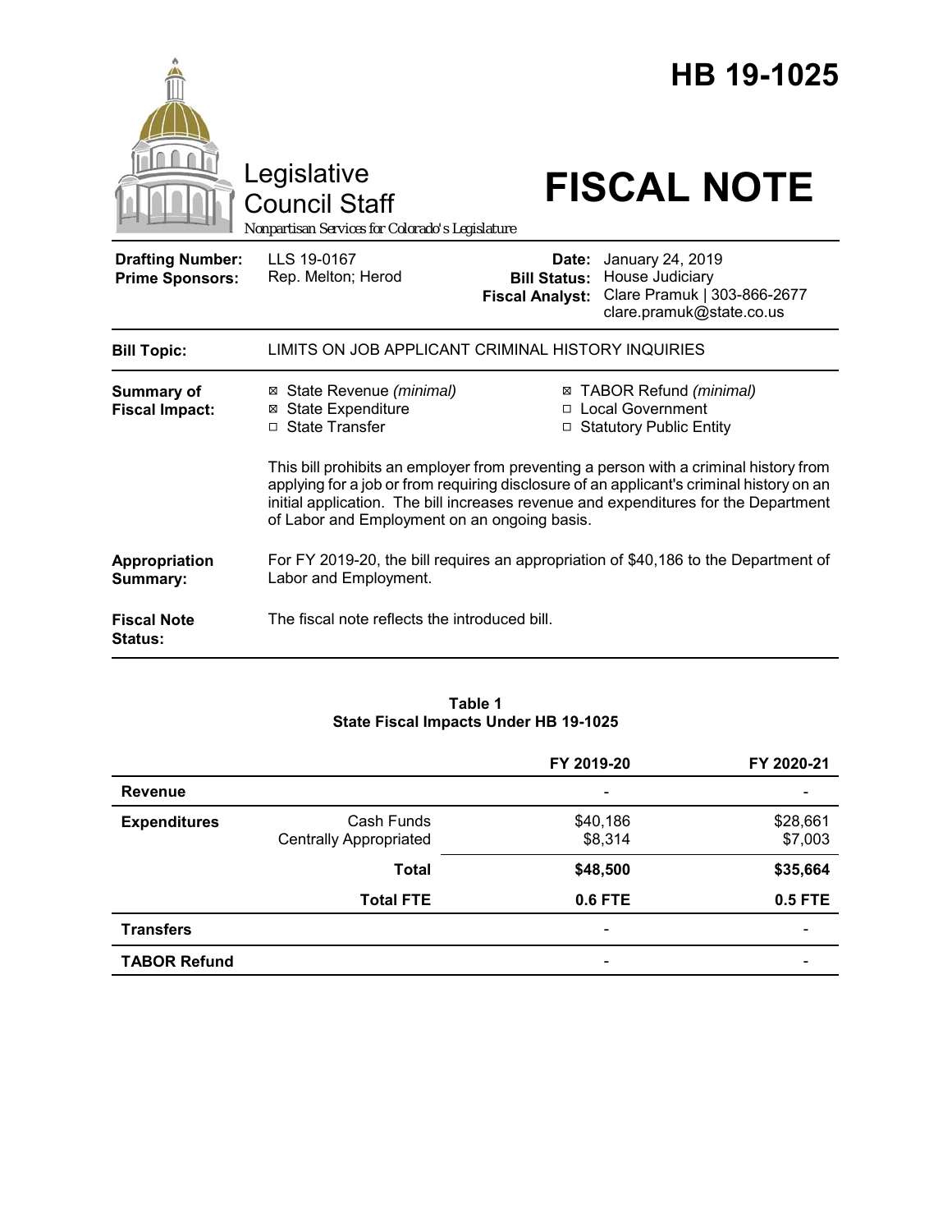# HB 19-1025

Legislative Council Staff

*Nonpartisan Services for Colorado's Legislature*

# FISCAL NOTE

| | | | |
|---|---|---|---|
| **Drafting Number:** | LLS 19-0167 | **Date:** | January 24, 2019 |
| **Prime Sponsors:** | Rep. Melton; Herod | **Bill Status:** | House Judiciary |
| | | **Fiscal Analyst:** | Clare Pramuk \| 303-866-2677 clare.pramuk@state.co.us |

| | |
|---|---|
| **Bill Topic:** | LIMITS ON JOB APPLICANT CRIMINAL HISTORY INQUIRIES |
| **Summary of Fiscal Impact:** | ☒ State Revenue *(minimal)* ☒ State Expenditure ☐ State Transfer ☒ TABOR Refund *(minimal)* ☐ Local Government ☐ Statutory Public Entity<br><br>This bill prohibits an employer from preventing a person with a criminal history from applying for a job or from requiring disclosure of an applicant's criminal history on an initial application. The bill increases revenue and expenditures for the Department of Labor and Employment on an ongoing basis. |
| **Appropriation Summary:** | For FY 2019-20, the bill requires an appropriation of $40,186 to the Department of Labor and Employment. |
| **Fiscal Note Status:** | The fiscal note reflects the introduced bill. |

**Table 1**
**State Fiscal Impacts Under HB 19-1025**

| | | FY 2019-20 | FY 2020-21 |
|---|---|---|---|
| **Revenue** | | - | - |
| **Expenditures** | Cash Funds | $40,186 | $28,661 |
| | Centrally Appropriated | $8,314 | $7,003 |
| | **Total** | **$48,500** | **$35,664** |
| | **Total FTE** | **0.6 FTE** | **0.5 FTE** |
| **Transfers** | | - | - |
| **TABOR Refund** | | - | - |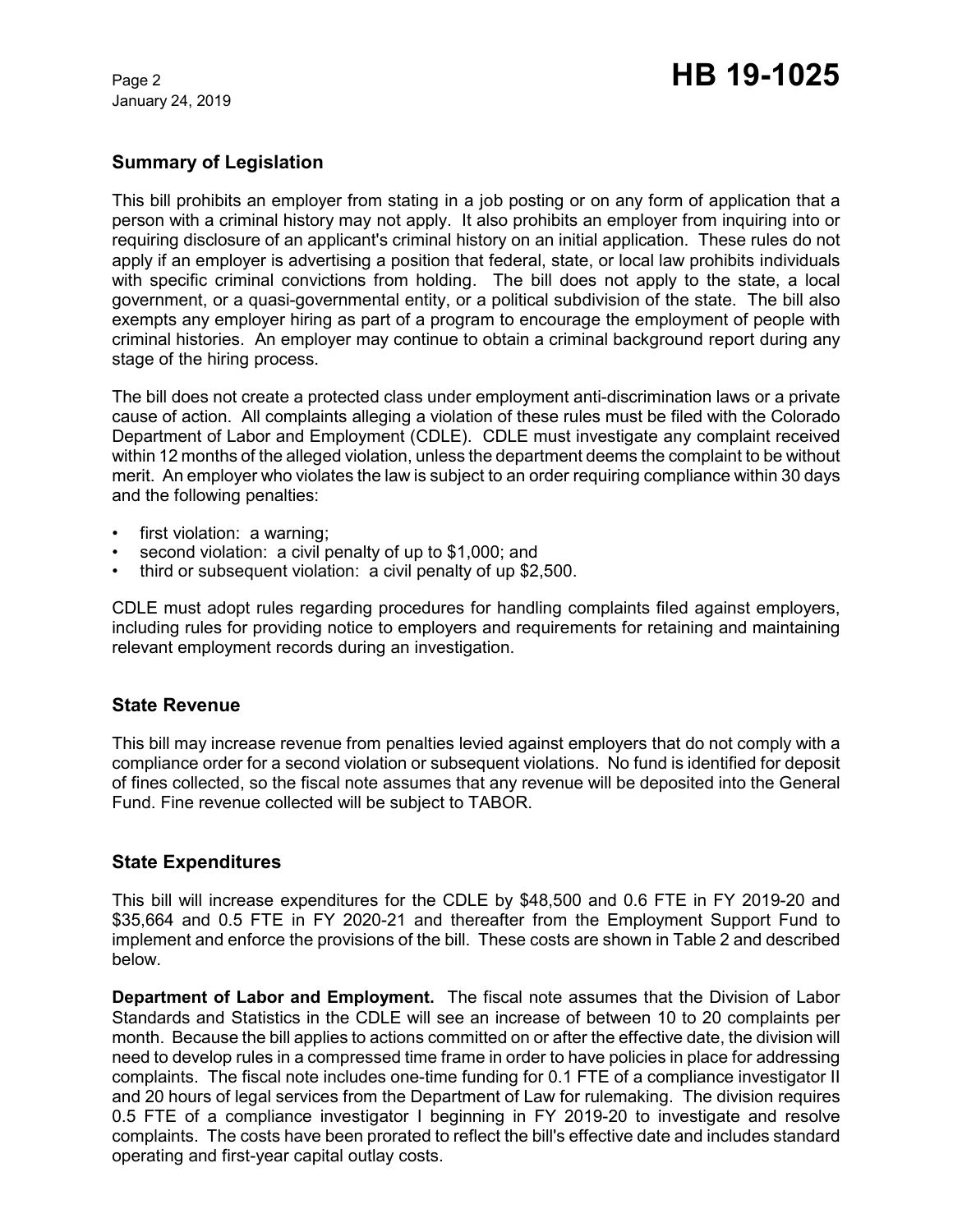## Summary of Legislation

This bill prohibits an employer from stating in a job posting or on any form of application that a person with a criminal history may not apply. It also prohibits an employer from inquiring into or requiring disclosure of an applicant's criminal history on an initial application. These rules do not apply if an employer is advertising a position that federal, state, or local law prohibits individuals with specific criminal convictions from holding. The bill does not apply to the state, a local government, or a quasi-governmental entity, or a political subdivision of the state. The bill also exempts any employer hiring as part of a program to encourage the employment of people with criminal histories. An employer may continue to obtain a criminal background report during any stage of the hiring process.

The bill does not create a protected class under employment anti-discrimination laws or a private cause of action. All complaints alleging a violation of these rules must be filed with the Colorado Department of Labor and Employment (CDLE). CDLE must investigate any complaint received within 12 months of the alleged violation, unless the department deems the complaint to be without merit. An employer who violates the law is subject to an order requiring compliance within 30 days and the following penalties:

- first violation: a warning;
- second violation: a civil penalty of up to $1,000; and
- third or subsequent violation: a civil penalty of up $2,500.

CDLE must adopt rules regarding procedures for handling complaints filed against employers, including rules for providing notice to employers and requirements for retaining and maintaining relevant employment records during an investigation.

## State Revenue

This bill may increase revenue from penalties levied against employers that do not comply with a compliance order for a second violation or subsequent violations. No fund is identified for deposit of fines collected, so the fiscal note assumes that any revenue will be deposited into the General Fund. Fine revenue collected will be subject to TABOR.

## State Expenditures

This bill will increase expenditures for the CDLE by $48,500 and 0.6 FTE in FY 2019-20 and $35,664 and 0.5 FTE in FY 2020-21 and thereafter from the Employment Support Fund to implement and enforce the provisions of the bill. These costs are shown in Table 2 and described below.

**Department of Labor and Employment.** The fiscal note assumes that the Division of Labor Standards and Statistics in the CDLE will see an increase of between 10 to 20 complaints per month. Because the bill applies to actions committed on or after the effective date, the division will need to develop rules in a compressed time frame in order to have policies in place for addressing complaints. The fiscal note includes one-time funding for 0.1 FTE of a compliance investigator II and 20 hours of legal services from the Department of Law for rulemaking. The division requires 0.5 FTE of a compliance investigator I beginning in FY 2019-20 to investigate and resolve complaints. The costs have been prorated to reflect the bill's effective date and includes standard operating and first-year capital outlay costs.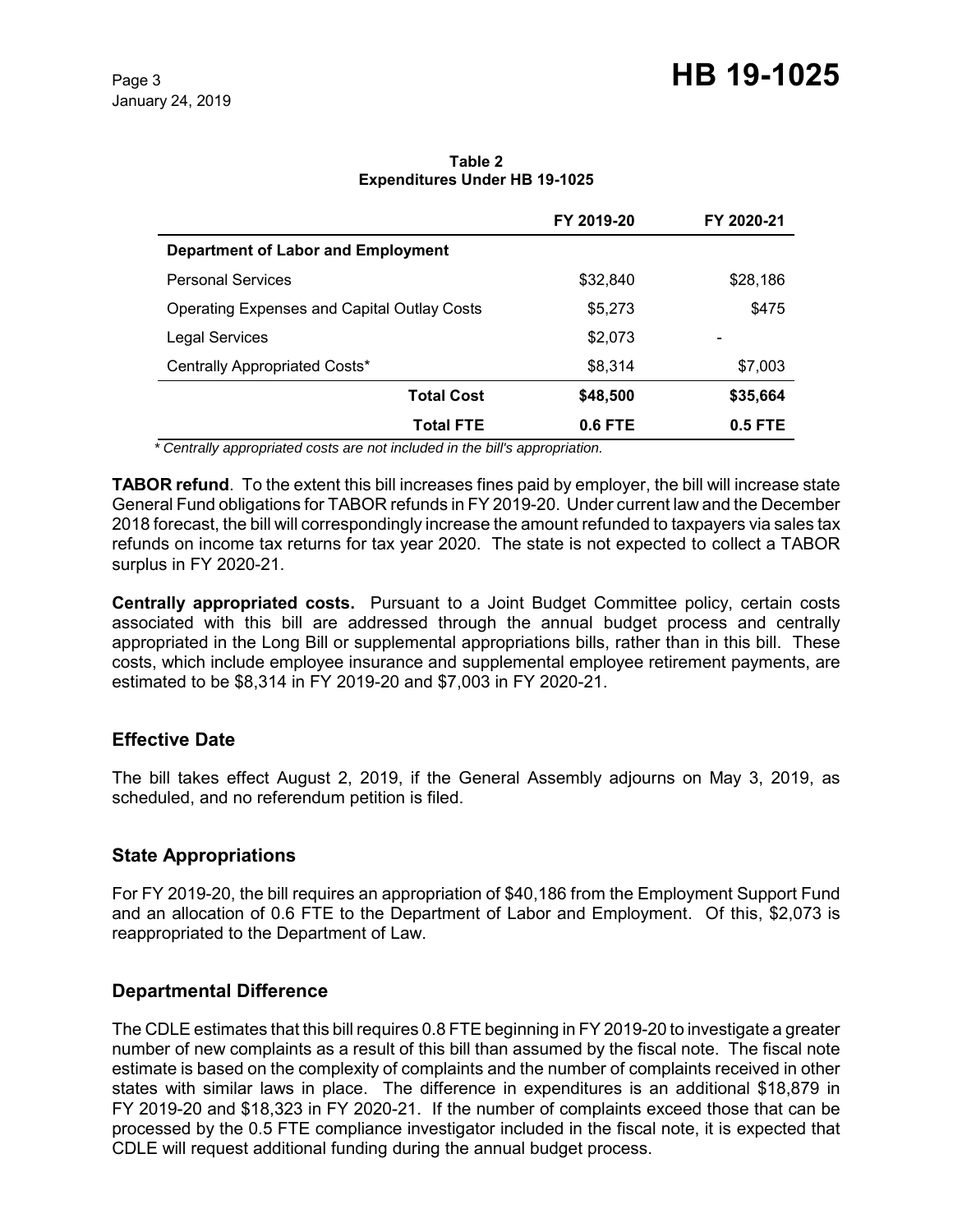**Table 2**
**Expenditures Under HB 19-1025**

| | FY 2019-20 | FY 2020-21 |
|---|---|---|
| **Department of Labor and Employment** | | |
| Personal Services | $32,840 | $28,186 |
| Operating Expenses and Capital Outlay Costs | $5,273 | $475 |
| Legal Services | $2,073 | - |
| Centrally Appropriated Costs* | $8,314 | $7,003 |
| **Total Cost** | **$48,500** | **$35,664** |
| **Total FTE** | **0.6 FTE** | **0.5 FTE** |

*\* Centrally appropriated costs are not included in the bill's appropriation.*

**TABOR refund**. To the extent this bill increases fines paid by employer, the bill will increase state General Fund obligations for TABOR refunds in FY 2019-20. Under current law and the December 2018 forecast, the bill will correspondingly increase the amount refunded to taxpayers via sales tax refunds on income tax returns for tax year 2020. The state is not expected to collect a TABOR surplus in FY 2020-21.

**Centrally appropriated costs.** Pursuant to a Joint Budget Committee policy, certain costs associated with this bill are addressed through the annual budget process and centrally appropriated in the Long Bill or supplemental appropriations bills, rather than in this bill. These costs, which include employee insurance and supplemental employee retirement payments, are estimated to be $8,314 in FY 2019-20 and $7,003 in FY 2020-21.

## Effective Date

The bill takes effect August 2, 2019, if the General Assembly adjourns on May 3, 2019, as scheduled, and no referendum petition is filed.

## State Appropriations

For FY 2019-20, the bill requires an appropriation of $40,186 from the Employment Support Fund and an allocation of 0.6 FTE to the Department of Labor and Employment. Of this, $2,073 is reappropriated to the Department of Law.

## Departmental Difference

The CDLE estimates that this bill requires 0.8 FTE beginning in FY 2019-20 to investigate a greater number of new complaints as a result of this bill than assumed by the fiscal note. The fiscal note estimate is based on the complexity of complaints and the number of complaints received in other states with similar laws in place. The difference in expenditures is an additional $18,879 in FY 2019-20 and $18,323 in FY 2020-21. If the number of complaints exceed those that can be processed by the 0.5 FTE compliance investigator included in the fiscal note, it is expected that CDLE will request additional funding during the annual budget process.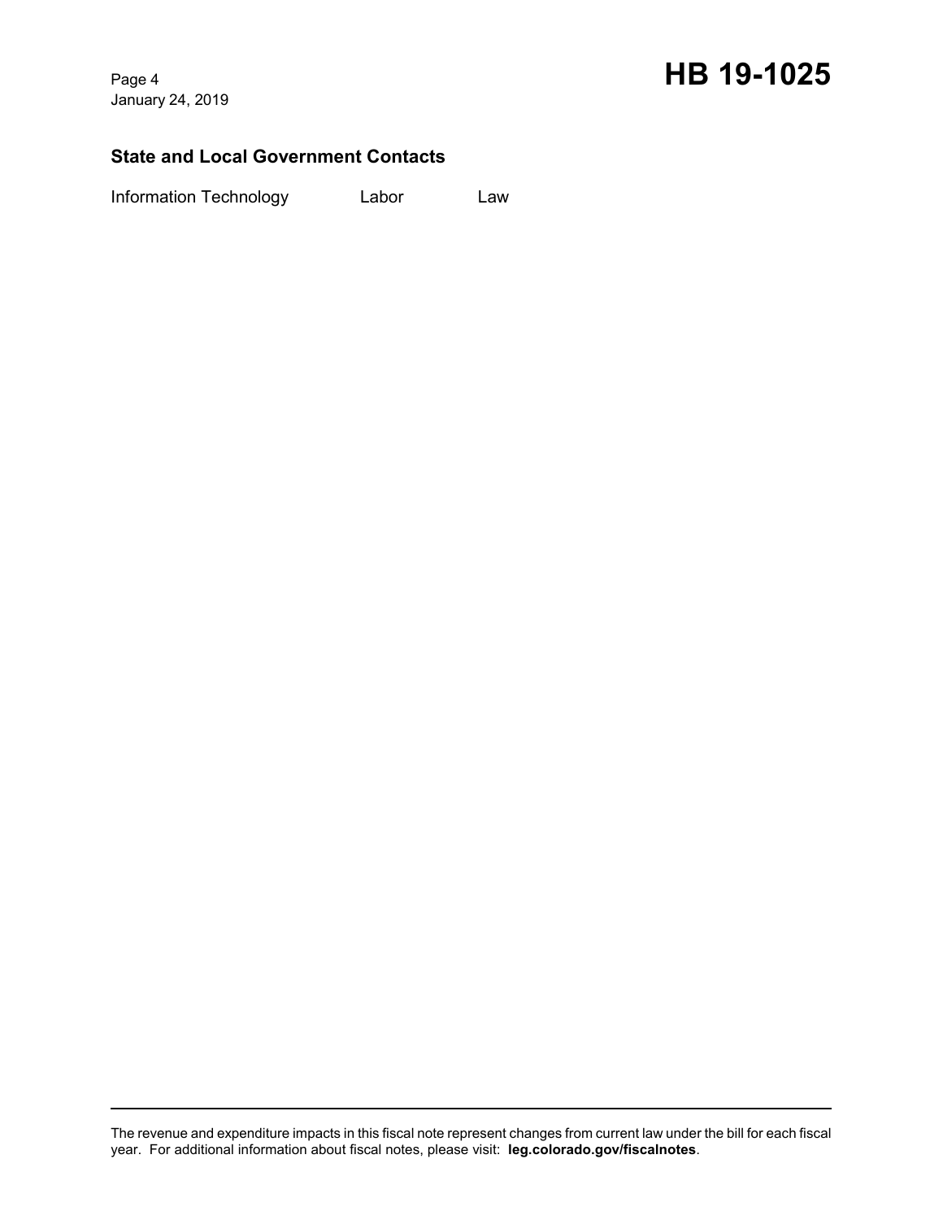## State and Local Government Contacts

Information Technology Labor Law

The revenue and expenditure impacts in this fiscal note represent changes from current law under the bill for each fiscal year. For additional information about fiscal notes, please visit: **leg.colorado.gov/fiscalnotes**.